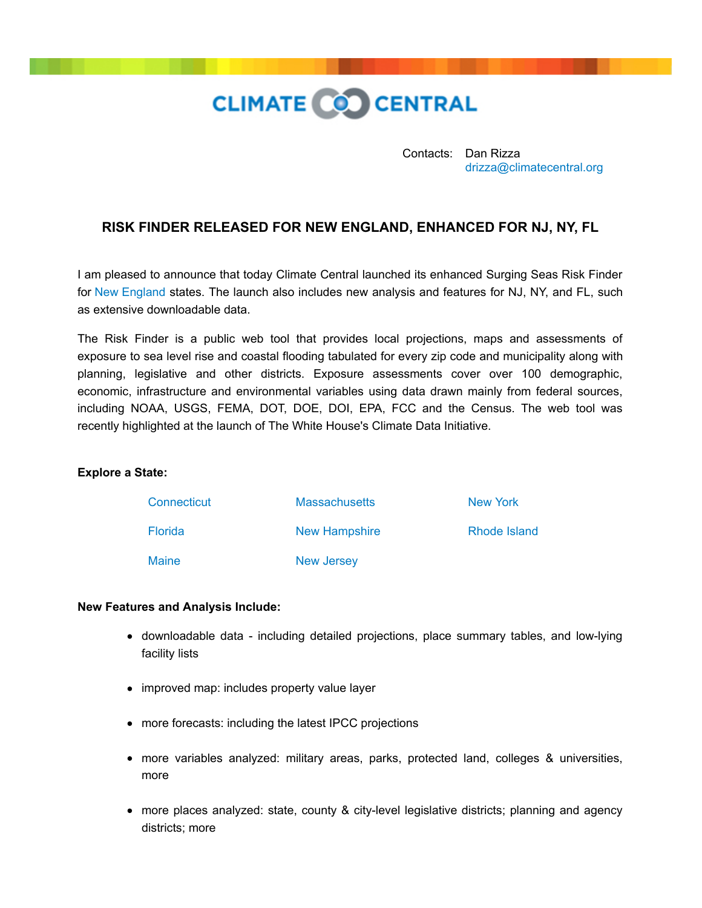CLIMATE CENTRAL

Contacts: Dan Rizza
drizza@climatecentral.org

## RISK FINDER RELEASED FOR NEW ENGLAND, ENHANCED FOR NJ, NY, FL

I am pleased to announce that today Climate Central launched its enhanced Surging Seas Risk Finder for New England states. The launch also includes new analysis and features for NJ, NY, and FL, such as extensive downloadable data.

The Risk Finder is a public web tool that provides local projections, maps and assessments of exposure to sea level rise and coastal flooding tabulated for every zip code and municipality along with planning, legislative and other districts. Exposure assessments cover over 100 demographic, economic, infrastructure and environmental variables using data drawn mainly from federal sources, including NOAA, USGS, FEMA, DOT, DOE, DOI, EPA, FCC and the Census. The web tool was recently highlighted at the launch of The White House's Climate Data Initiative.

**Explore a State:**

| | | |
|---|---|---|
| Connecticut | Massachusetts | New York |
| Florida | New Hampshire | Rhode Island |
| Maine | New Jersey | |

**New Features and Analysis Include:**

- downloadable data - including detailed projections, place summary tables, and low-lying facility lists
- improved map: includes property value layer
- more forecasts: including the latest IPCC projections
- more variables analyzed: military areas, parks, protected land, colleges & universities, more
- more places analyzed: state, county & city-level legislative districts; planning and agency districts; more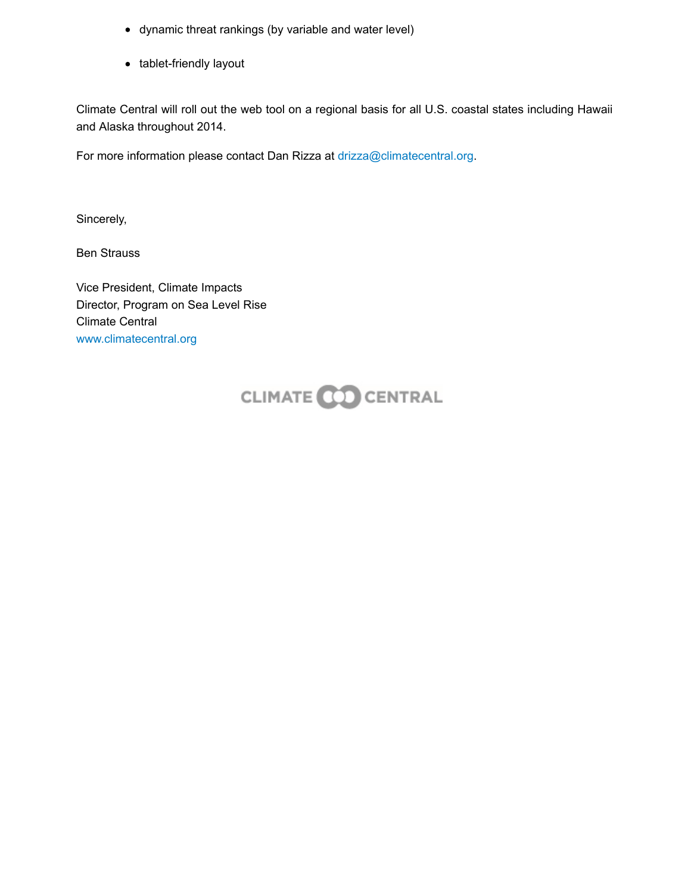- dynamic threat rankings (by variable and water level)
- tablet-friendly layout

Climate Central will roll out the web tool on a regional basis for all U.S. coastal states including Hawaii and Alaska throughout 2014.

For more information please contact Dan Rizza at drizza@climatecentral.org.

Sincerely,

Ben Strauss

Vice President, Climate Impacts
Director, Program on Sea Level Rise
Climate Central
www.climatecentral.org

CLIMATE CENTRAL